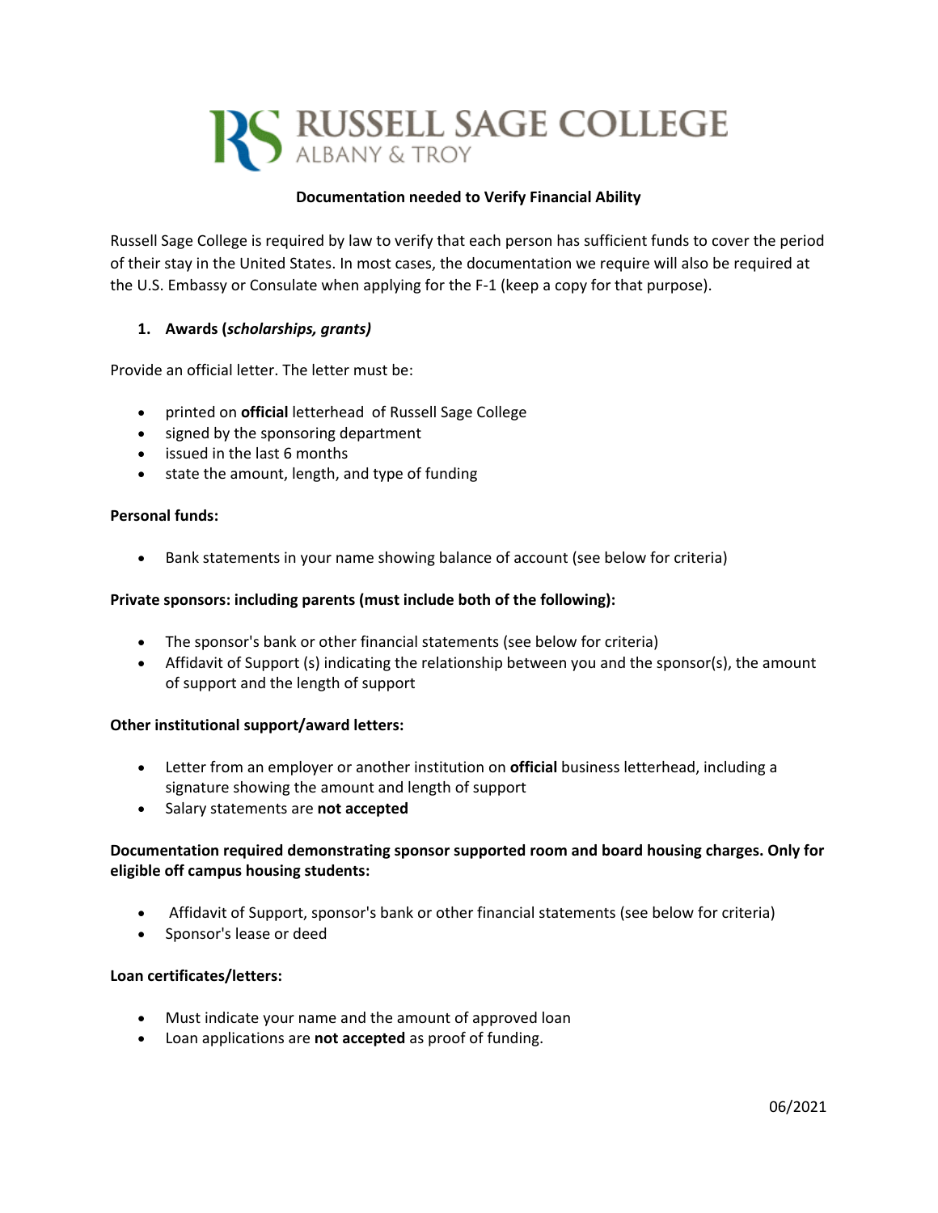# RUSSELL SAGE COLLEGE
ALBANY & TROY

**Documentation needed to Verify Financial Ability**

Russell Sage College is required by law to verify that each person has sufficient funds to cover the period of their stay in the United States. In most cases, the documentation we require will also be required at the U.S. Embassy or Consulate when applying for the F-1 (keep a copy for that purpose).

1. **Awards (*scholarships, grants)***

Provide an official letter. The letter must be:

- printed on **official** letterhead of Russell Sage College
- signed by the sponsoring department
- issued in the last 6 months
- state the amount, length, and type of funding

**Personal funds:**

- Bank statements in your name showing balance of account (see below for criteria)

**Private sponsors: including parents (must include both of the following):**

- The sponsor's bank or other financial statements (see below for criteria)
- Affidavit of Support (s) indicating the relationship between you and the sponsor(s), the amount of support and the length of support

**Other institutional support/award letters:**

- Letter from an employer or another institution on **official** business letterhead, including a signature showing the amount and length of support
- Salary statements are **not accepted**

**Documentation required demonstrating sponsor supported room and board housing charges. Only for eligible off campus housing students:**

- Affidavit of Support, sponsor's bank or other financial statements (see below for criteria)
- Sponsor's lease or deed

**Loan certificates/letters:**

- Must indicate your name and the amount of approved loan
- Loan applications are **not accepted** as proof of funding.

06/2021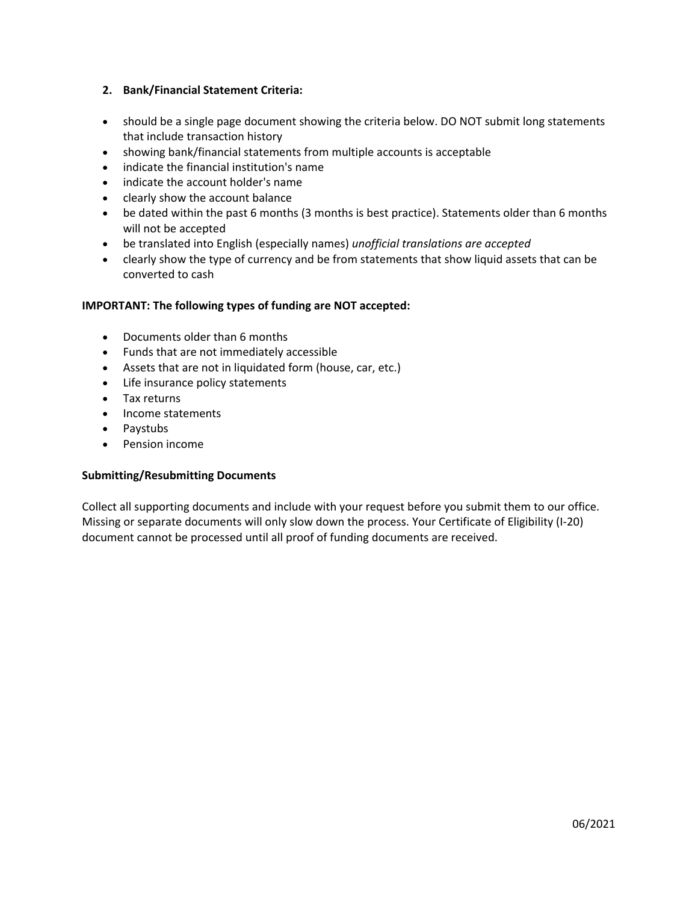2. **Bank/Financial Statement Criteria:**

- should be a single page document showing the criteria below. DO NOT submit long statements that include transaction history
- showing bank/financial statements from multiple accounts is acceptable
- indicate the financial institution's name
- indicate the account holder's name
- clearly show the account balance
- be dated within the past 6 months (3 months is best practice). Statements older than 6 months will not be accepted
- be translated into English (especially names) *unofficial translations are accepted*
- clearly show the type of currency and be from statements that show liquid assets that can be converted to cash

**IMPORTANT: The following types of funding are NOT accepted:**

- Documents older than 6 months
- Funds that are not immediately accessible
- Assets that are not in liquidated form (house, car, etc.)
- Life insurance policy statements
- Tax returns
- Income statements
- Paystubs
- Pension income

**Submitting/Resubmitting Documents**

Collect all supporting documents and include with your request before you submit them to our office. Missing or separate documents will only slow down the process. Your Certificate of Eligibility (I-20) document cannot be processed until all proof of funding documents are received.

06/2021